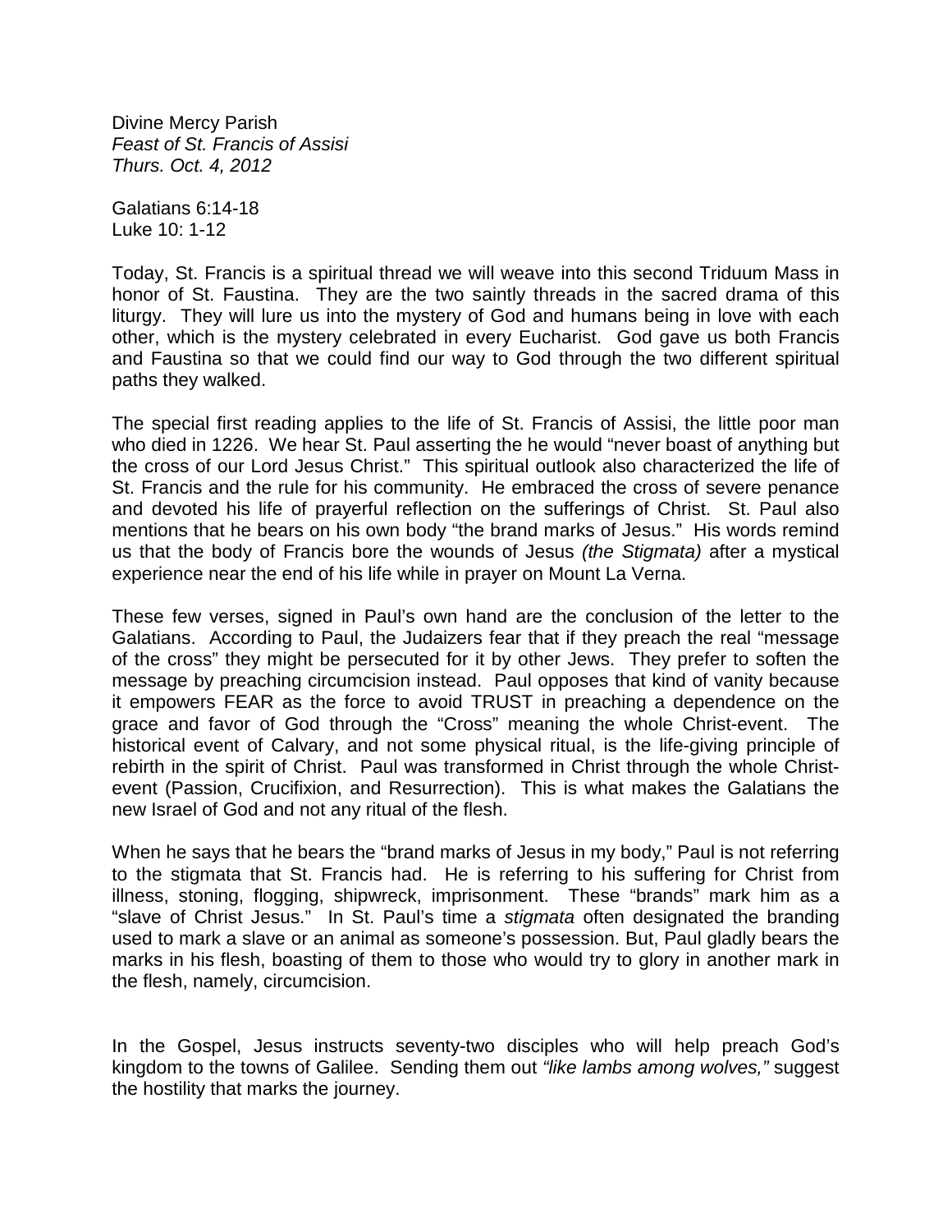Divine Mercy Parish
*Feast of St. Francis of Assisi*
*Thurs. Oct. 4, 2012*

Galatians 6:14-18
Luke 10: 1-12

Today, St. Francis is a spiritual thread we will weave into this second Triduum Mass in honor of St. Faustina. They are the two saintly threads in the sacred drama of this liturgy. They will lure us into the mystery of God and humans being in love with each other, which is the mystery celebrated in every Eucharist. God gave us both Francis and Faustina so that we could find our way to God through the two different spiritual paths they walked.

The special first reading applies to the life of St. Francis of Assisi, the little poor man who died in 1226. We hear St. Paul asserting the he would "never boast of anything but the cross of our Lord Jesus Christ." This spiritual outlook also characterized the life of St. Francis and the rule for his community. He embraced the cross of severe penance and devoted his life of prayerful reflection on the sufferings of Christ. St. Paul also mentions that he bears on his own body "the brand marks of Jesus." His words remind us that the body of Francis bore the wounds of Jesus *(the Stigmata)* after a mystical experience near the end of his life while in prayer on Mount La Verna.

These few verses, signed in Paul's own hand are the conclusion of the letter to the Galatians. According to Paul, the Judaizers fear that if they preach the real "message of the cross" they might be persecuted for it by other Jews. They prefer to soften the message by preaching circumcision instead. Paul opposes that kind of vanity because it empowers FEAR as the force to avoid TRUST in preaching a dependence on the grace and favor of God through the "Cross" meaning the whole Christ-event. The historical event of Calvary, and not some physical ritual, is the life-giving principle of rebirth in the spirit of Christ. Paul was transformed in Christ through the whole Christ-event (Passion, Crucifixion, and Resurrection). This is what makes the Galatians the new Israel of God and not any ritual of the flesh.

When he says that he bears the "brand marks of Jesus in my body," Paul is not referring to the stigmata that St. Francis had. He is referring to his suffering for Christ from illness, stoning, flogging, shipwreck, imprisonment. These "brands" mark him as a "slave of Christ Jesus." In St. Paul's time a *stigmata* often designated the branding used to mark a slave or an animal as someone's possession. But, Paul gladly bears the marks in his flesh, boasting of them to those who would try to glory in another mark in the flesh, namely, circumcision.

In the Gospel, Jesus instructs seventy-two disciples who will help preach God's kingdom to the towns of Galilee. Sending them out *"like lambs among wolves,"* suggest the hostility that marks the journey.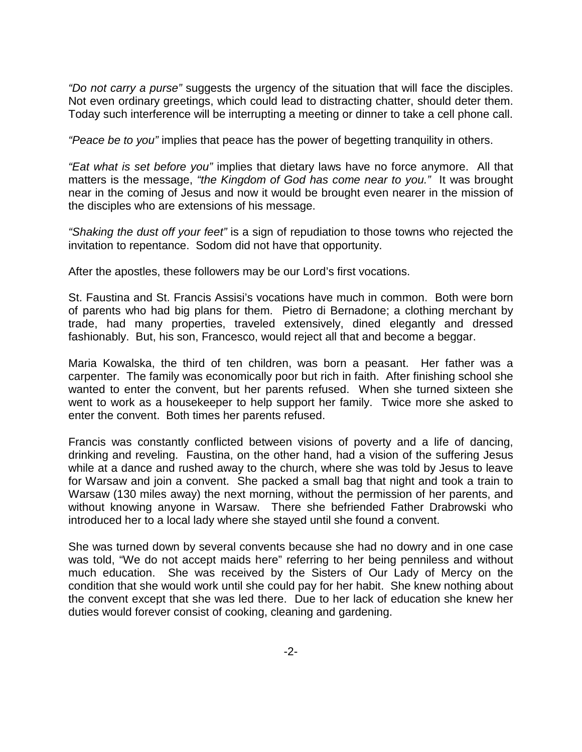*"Do not carry a purse"* suggests the urgency of the situation that will face the disciples. Not even ordinary greetings, which could lead to distracting chatter, should deter them. Today such interference will be interrupting a meeting or dinner to take a cell phone call.

*"Peace be to you"* implies that peace has the power of begetting tranquility in others.

*"Eat what is set before you"* implies that dietary laws have no force anymore. All that matters is the message, *"the Kingdom of God has come near to you."* It was brought near in the coming of Jesus and now it would be brought even nearer in the mission of the disciples who are extensions of his message.

*"Shaking the dust off your feet"* is a sign of repudiation to those towns who rejected the invitation to repentance. Sodom did not have that opportunity.

After the apostles, these followers may be our Lord's first vocations.

St. Faustina and St. Francis Assisi's vocations have much in common. Both were born of parents who had big plans for them. Pietro di Bernadone; a clothing merchant by trade, had many properties, traveled extensively, dined elegantly and dressed fashionably. But, his son, Francesco, would reject all that and become a beggar.

Maria Kowalska, the third of ten children, was born a peasant. Her father was a carpenter. The family was economically poor but rich in faith. After finishing school she wanted to enter the convent, but her parents refused. When she turned sixteen she went to work as a housekeeper to help support her family. Twice more she asked to enter the convent. Both times her parents refused.

Francis was constantly conflicted between visions of poverty and a life of dancing, drinking and reveling. Faustina, on the other hand, had a vision of the suffering Jesus while at a dance and rushed away to the church, where she was told by Jesus to leave for Warsaw and join a convent. She packed a small bag that night and took a train to Warsaw (130 miles away) the next morning, without the permission of her parents, and without knowing anyone in Warsaw. There she befriended Father Drabrowski who introduced her to a local lady where she stayed until she found a convent.

She was turned down by several convents because she had no dowry and in one case was told, "We do not accept maids here" referring to her being penniless and without much education. She was received by the Sisters of Our Lady of Mercy on the condition that she would work until she could pay for her habit. She knew nothing about the convent except that she was led there. Due to her lack of education she knew her duties would forever consist of cooking, cleaning and gardening.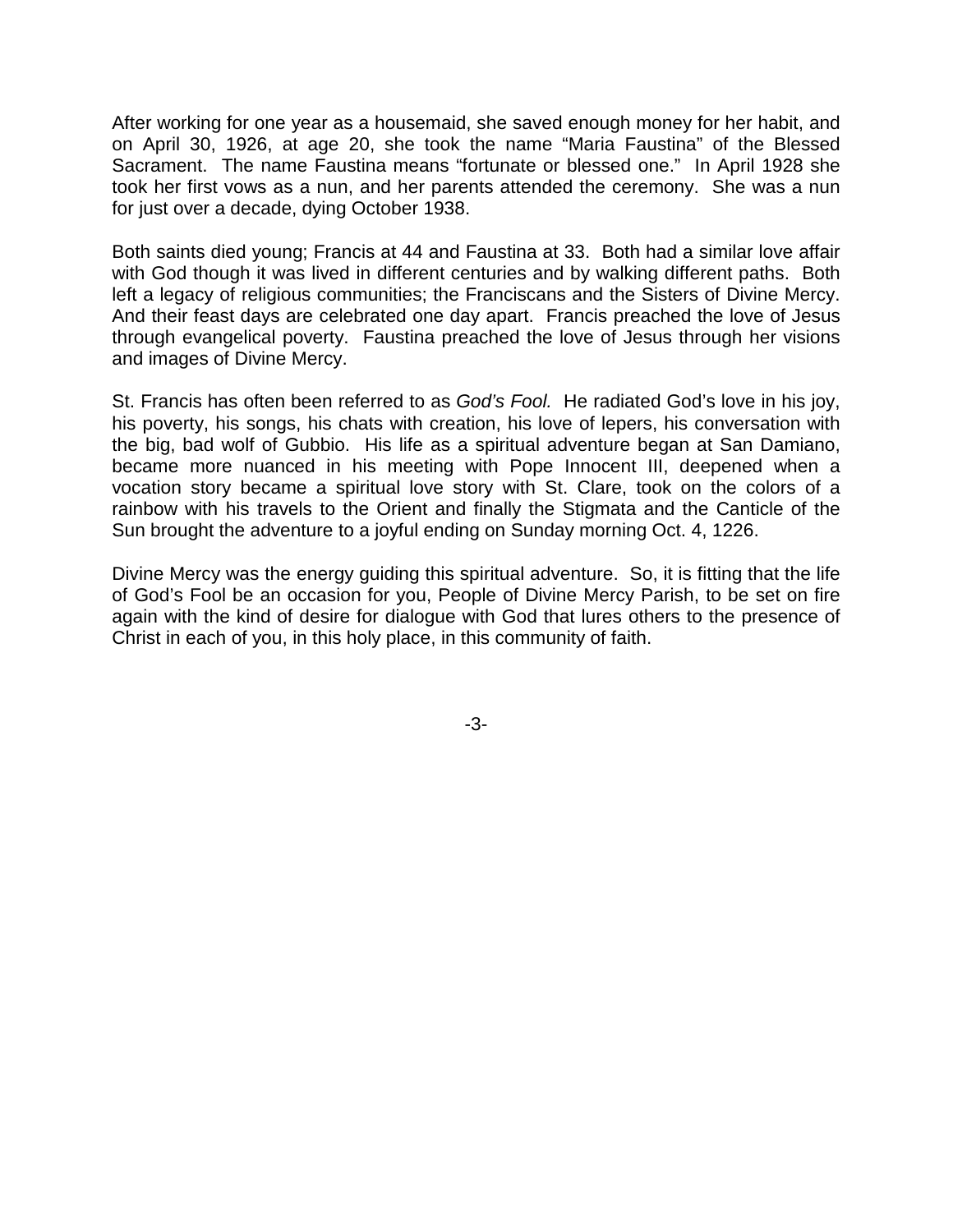After working for one year as a housemaid, she saved enough money for her habit, and on April 30, 1926, at age 20, she took the name "Maria Faustina" of the Blessed Sacrament. The name Faustina means "fortunate or blessed one." In April 1928 she took her first vows as a nun, and her parents attended the ceremony. She was a nun for just over a decade, dying October 1938.

Both saints died young; Francis at 44 and Faustina at 33. Both had a similar love affair with God though it was lived in different centuries and by walking different paths. Both left a legacy of religious communities; the Franciscans and the Sisters of Divine Mercy. And their feast days are celebrated one day apart. Francis preached the love of Jesus through evangelical poverty. Faustina preached the love of Jesus through her visions and images of Divine Mercy.

St. Francis has often been referred to as *God's Fool.* He radiated God's love in his joy, his poverty, his songs, his chats with creation, his love of lepers, his conversation with the big, bad wolf of Gubbio. His life as a spiritual adventure began at San Damiano, became more nuanced in his meeting with Pope Innocent III, deepened when a vocation story became a spiritual love story with St. Clare, took on the colors of a rainbow with his travels to the Orient and finally the Stigmata and the Canticle of the Sun brought the adventure to a joyful ending on Sunday morning Oct. 4, 1226.

Divine Mercy was the energy guiding this spiritual adventure. So, it is fitting that the life of God's Fool be an occasion for you, People of Divine Mercy Parish, to be set on fire again with the kind of desire for dialogue with God that lures others to the presence of Christ in each of you, in this holy place, in this community of faith.